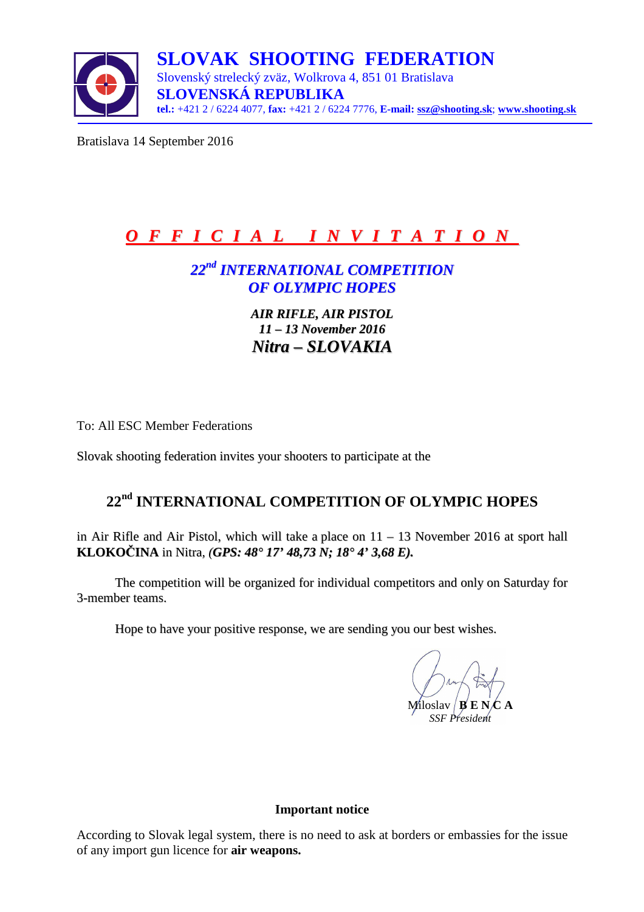# SLOVAK SHOOTING FEDERATION

Slovenský strelecký zväz, Wolkrova 4, 851 01 Bratislava

**SLOVENSKÁ REPUBLIKA**

**tel.:** +421 2 / 6224 4077, **fax:** +421 2 / 6224 7776, **E-mail:** **ssz@shooting.sk**; **www.shooting.sk**

Bratislava 14 September 2016

## *O F F I C I A L   I N V I T A T I O N*

### *22nd INTERNATIONAL COMPETITION OF OLYMPIC HOPES*

***AIR RIFLE, AIR PISTOL***

***11 – 13 November 2016***

***Nitra – SLOVAKIA***

To: All ESC Member Federations

Slovak shooting federation invites your shooters to participate at the

## 22nd INTERNATIONAL COMPETITION OF OLYMPIC HOPES

in Air Rifle and Air Pistol, which will take a place on 11 – 13 November 2016 at sport hall **KLOKOČINA** in Nitra, ***(GPS: 48° 17' 48,73 N; 18° 4' 3,68 E).***

The competition will be organized for individual competitors and only on Saturday for 3-member teams.

Hope to have your positive response, we are sending you our best wishes.

Miloslav **B E N C A**

*SSF President*

**Important notice**

According to Slovak legal system, there is no need to ask at borders or embassies for the issue of any import gun licence for **air weapons.**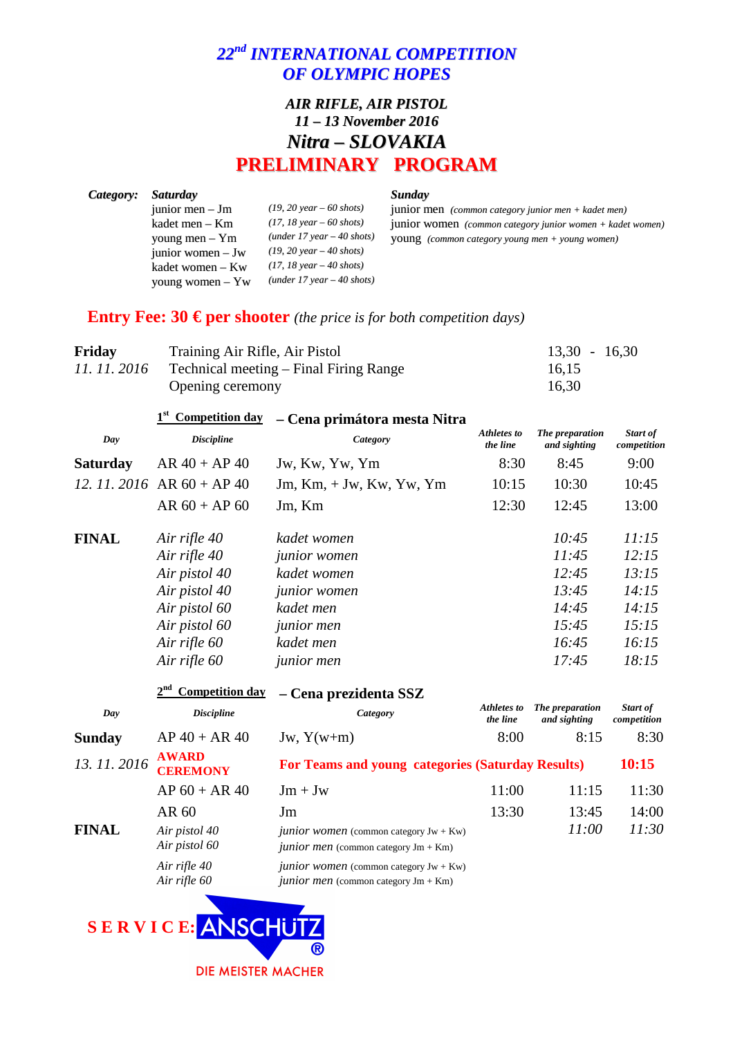# 22nd INTERNATIONAL COMPETITION OF OLYMPIC HOPES

### AIR RIFLE, AIR PISTOL
### 11 – 13 November 2016
### Nitra – SLOVAKIA
## PRELIMINARY PROGRAM

**Category:**

***Saturday***

- junior men – Jm *(19, 20 year – 60 shots)*
- kadet men – Km *(17, 18 year – 60 shots)*
- young men – Ym *(under 17 year – 40 shots)*
- junior women – Jw *(19, 20 year – 40 shots)*
- kadet women – Kw *(17, 18 year – 40 shots)*
- young women – Yw *(under 17 year – 40 shots)*

***Sunday***

- junior men *(common category junior men + kadet men)*
- junior women *(common category junior women + kadet women)*
- young *(common category young men + young women)*

**Entry Fee: 30 € per shooter** *(the price is for both competition days)*

| | | |
|---|---|---|
| **Friday** | Training Air Rifle, Air Pistol | 13,30 - 16,30 |
| *11. 11. 2016* | Technical meeting – Final Firing Range | 16,15 |
| | Opening ceremony | 16,30 |

**1st Competition day – Cena primátora mesta Nitra**

| *Day* | *Discipline* | *Category* | *Athletes to the line* | *The preparation and sighting* | *Start of competition* |
|---|---|---|---|---|---|
| **Saturday** | AR 40 + AP 40 | Jw, Kw, Yw, Ym | 8:30 | 8:45 | 9:00 |
| *12. 11. 2016* | AR 60 + AP 40 | Jm, Km, + Jw, Kw, Yw, Ym | 10:15 | 10:30 | 10:45 |
| | AR 60 + AP 60 | Jm, Km | 12:30 | 12:45 | 13:00 |
| **FINAL** | *Air rifle 40* | *kadet women* | | *10:45* | *11:15* |
| | *Air rifle 40* | *junior women* | | *11:45* | *12:15* |
| | *Air pistol 40* | *kadet women* | | *12:45* | *13:15* |
| | *Air pistol 40* | *junior women* | | *13:45* | *14:15* |
| | *Air pistol 60* | *kadet men* | | *14:45* | *14:15* |
| | *Air pistol 60* | *junior men* | | *15:45* | *15:15* |
| | *Air rifle 60* | *kadet men* | | *16:45* | *16:15* |
| | *Air rifle 60* | *junior men* | | *17:45* | *18:15* |

**2nd Competition day – Cena prezidenta SSZ**

| *Day* | *Discipline* | *Category* | *Athletes to the line* | *The preparation and sighting* | *Start of competition* |
|---|---|---|---|---|---|
| **Sunday** | AP 40 + AR 40 | Jw, Y(w+m) | 8:00 | 8:15 | 8:30 |
| *13. 11. 2016* | **AWARD CEREMONY** | **For Teams and young categories (Saturday Results)** | | | **10:15** |
| | AP 60 + AR 40 | Jm + Jw | 11:00 | 11:15 | 11:30 |
| | AR 60 | Jm | 13:30 | 13:45 | 14:00 |
| **FINAL** | *Air pistol 40* | *junior women* (common category Jw + Kw) | | *11:00* | *11:30* |
| | *Air pistol 60* | *junior men* (common category Jm + Km) | | | |
| | *Air rifle 40* | *junior women* (common category Jw + Kw) | | | |
| | *Air rifle 60* | *junior men* (common category Jm + Km) | | | |

**SERVICE: ANSCHÜTZ®**
DIE MEISTER MACHER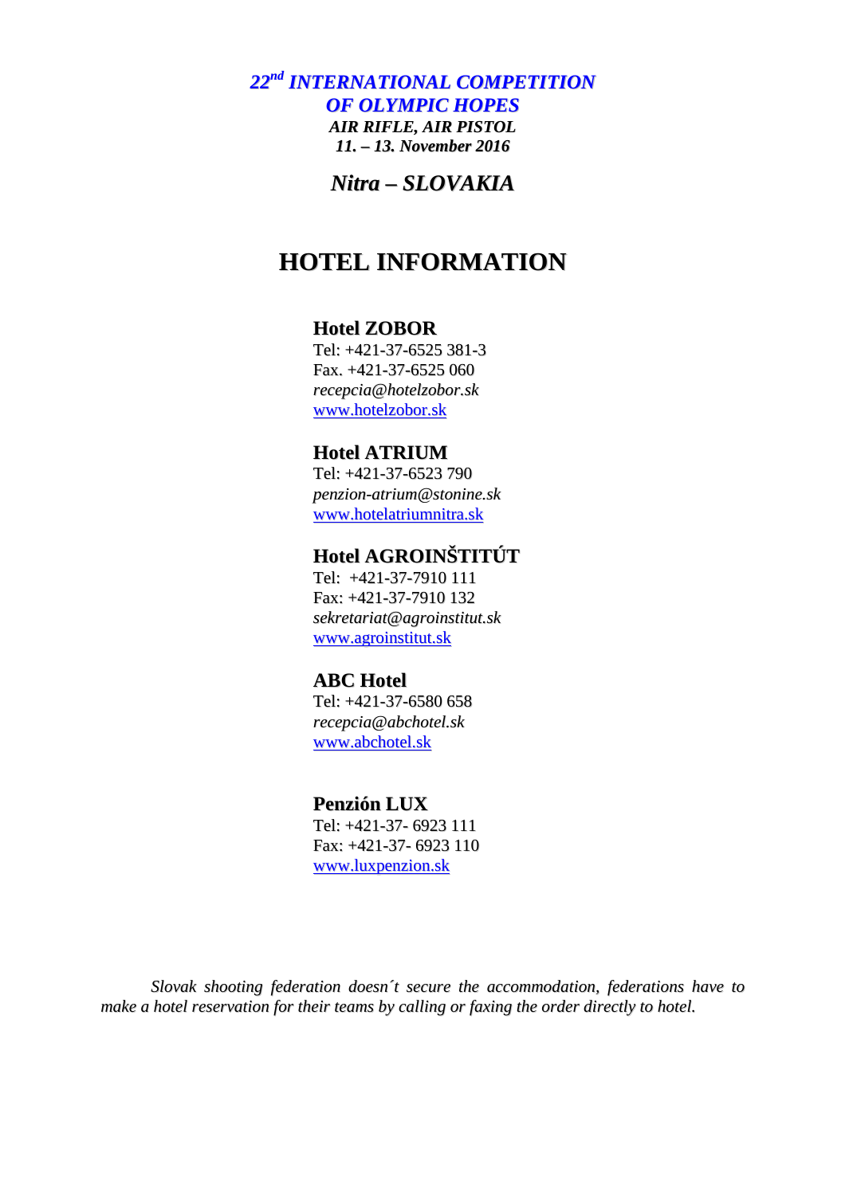***22nd INTERNATIONAL COMPETITION***
***OF OLYMPIC HOPES***
***AIR RIFLE, AIR PISTOL***
***11. – 13. November 2016***

***Nitra – SLOVAKIA***

# HOTEL INFORMATION

**Hotel ZOBOR**
Tel: +421-37-6525 381-3
Fax. +421-37-6525 060
*recepcia@hotelzobor.sk*
www.hotelzobor.sk

**Hotel ATRIUM**
Tel: +421-37-6523 790
*penzion-atrium@stonine.sk*
www.hotelatriumnitra.sk

**Hotel AGROINŠTITÚT**
Tel: +421-37-7910 111
Fax: +421-37-7910 132
*sekretariat@agroinstitut.sk*
www.agroinstitut.sk

**ABC Hotel**
Tel: +421-37-6580 658
*recepcia@abchotel.sk*
www.abchotel.sk

**Penzión LUX**
Tel: +421-37- 6923 111
Fax: +421-37- 6923 110
www.luxpenzion.sk

*Slovak shooting federation doesn´t secure the accommodation, federations have to make a hotel reservation for their teams by calling or faxing the order directly to hotel.*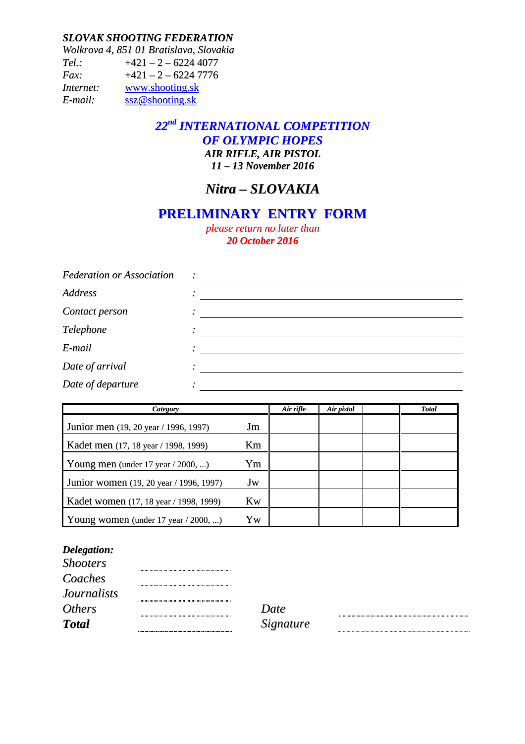***SLOVAK SHOOTING FEDERATION***

*Wolkrova 4, 851 01 Bratislava, Slovakia*

*Tel.:* +421 – 2 – 6224 4077

*Fax:* +421 – 2 – 6224 7776

*Internet:* www.shooting.sk

*E-mail:* ssz@shooting.sk

# *22nd INTERNATIONAL COMPETITION OF OLYMPIC HOPES*

***AIR RIFLE, AIR PISTOL***

***11 – 13 November 2016***

## *Nitra – SLOVAKIA*

# PRELIMINARY ENTRY FORM

*please return no later than*

***20 October 2016***

*Federation or Association* : ______________________________

*Address* : ______________________________

*Contact person* : ______________________________

*Telephone* : ______________________________

*E-mail* : ______________________________

*Date of arrival* : ______________________________

*Date of departure* : ______________________________

| *Category* | | *Air rifle* | *Air pistol* | | *Total* |
|---|---|---|---|---|---|
| Junior men (19, 20 year / 1996, 1997) | Jm | | | | |
| Kadet men (17, 18 year / 1998, 1999) | Km | | | | |
| Young men (under 17 year / 2000, ...) | Ym | | | | |
| Junior women (19, 20 year / 1996, 1997) | Jw | | | | |
| Kadet women (17, 18 year / 1998, 1999) | Kw | | | | |
| Young women (under 17 year / 2000, ...) | Yw | | | | |

***Delegation:***

*Shooters* ..............................

*Coaches* ..............................

*Journalists* ..............................

*Others* .............................. *Date* ..............................

***Total*** .............................. *Signature* ..............................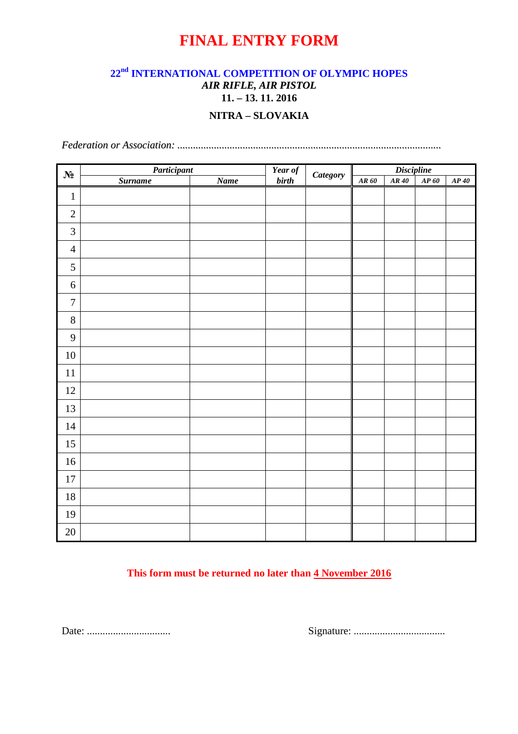# FINAL ENTRY FORM

### 22nd INTERNATIONAL COMPETITION OF OLYMPIC HOPES

***AIR RIFLE, AIR PISTOL***

**11. – 13. 11. 2016**

**NITRA – SLOVAKIA**

*Federation or Association:* ....................................................................................................

| № | *Participant* | | *Year of birth* | *Category* | *Discipline* | | | |
|---|---|---|---|---|---|---|---|---|
| | ***Surname*** | ***Name*** | | | ***AR 60*** | ***AR 40*** | ***AP 60*** | ***AP 40*** |
| 1 | | | | | | | | |
| 2 | | | | | | | | |
| 3 | | | | | | | | |
| 4 | | | | | | | | |
| 5 | | | | | | | | |
| 6 | | | | | | | | |
| 7 | | | | | | | | |
| 8 | | | | | | | | |
| 9 | | | | | | | | |
| 10 | | | | | | | | |
| 11 | | | | | | | | |
| 12 | | | | | | | | |
| 13 | | | | | | | | |
| 14 | | | | | | | | |
| 15 | | | | | | | | |
| 16 | | | | | | | | |
| 17 | | | | | | | | |
| 18 | | | | | | | | |
| 19 | | | | | | | | |
| 20 | | | | | | | | |

**This form must be returned no later than 4 November 2016**

Date: ................................ Signature: ...................................